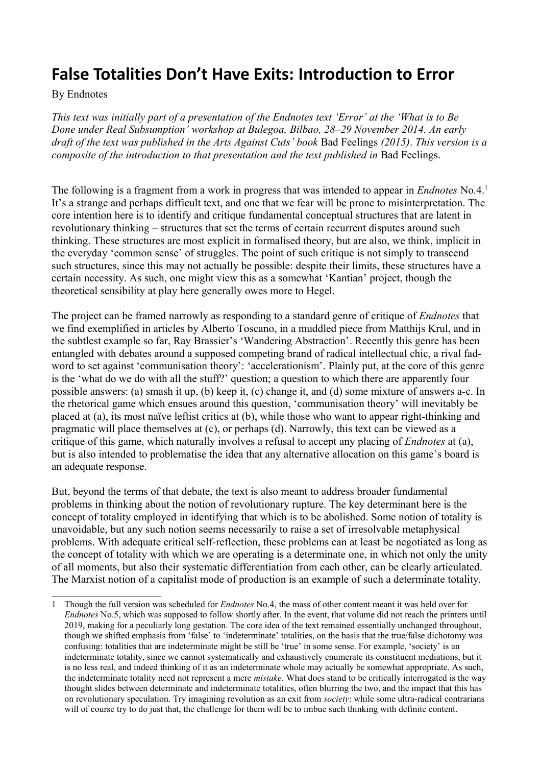# False Totalities Don't Have Exits: Introduction to Error

By Endnotes

*This text was initially part of a presentation of the Endnotes text 'Error' at the 'What is to Be Done under Real Subsumption' workshop at Bulegoa, Bilbao, 28–29 November 2014. An early draft of the text was published in the Arts Against Cuts' book* Bad Feelings *(2015). This version is a composite of the introduction to that presentation and the text published in* Bad Feelings.

The following is a fragment from a work in progress that was intended to appear in *Endnotes* No.4.[1] It's a strange and perhaps difficult text, and one that we fear will be prone to misinterpretation. The core intention here is to identify and critique fundamental conceptual structures that are latent in revolutionary thinking – structures that set the terms of certain recurrent disputes around such thinking. These structures are most explicit in formalised theory, but are also, we think, implicit in the everyday 'common sense' of struggles. The point of such critique is not simply to transcend such structures, since this may not actually be possible: despite their limits, these structures have a certain necessity. As such, one might view this as a somewhat 'Kantian' project, though the theoretical sensibility at play here generally owes more to Hegel.

The project can be framed narrowly as responding to a standard genre of critique of *Endnotes* that we find exemplified in articles by Alberto Toscano, in a muddled piece from Matthijs Krul, and in the subtlest example so far, Ray Brassier's 'Wandering Abstraction'. Recently this genre has been entangled with debates around a supposed competing brand of radical intellectual chic, a rival fad-word to set against 'communisation theory': 'accelerationism'. Plainly put, at the core of this genre is the 'what do we do with all the stuff?' question; a question to which there are apparently four possible answers: (a) smash it up, (b) keep it, (c) change it, and (d) some mixture of answers a-c. In the rhetorical game which ensues around this question, 'communisation theory' will inevitably be placed at (a), its most naïve leftist critics at (b), while those who want to appear right-thinking and pragmatic will place themselves at (c), or perhaps (d). Narrowly, this text can be viewed as a critique of this game, which naturally involves a refusal to accept any placing of *Endnotes* at (a), but is also intended to problematise the idea that any alternative allocation on this game's board is an adequate response.

But, beyond the terms of that debate, the text is also meant to address broader fundamental problems in thinking about the notion of revolutionary rupture. The key determinant here is the concept of totality employed in identifying that which is to be abolished. Some notion of totality is unavoidable, but any such notion seems necessarily to raise a set of irresolvable metaphysical problems. With adequate critical self-reflection, these problems can at least be negotiated as long as the concept of totality with which we are operating is a determinate one, in which not only the unity of all moments, but also their systematic differentiation from each other, can be clearly articulated. The Marxist notion of a capitalist mode of production is an example of such a determinate totality.

---

[1] Though the full version was scheduled for *Endnotes* No.4, the mass of other content meant it was held over for *Endnotes* No.5, which was supposed to follow shortly after. In the event, that volume did not reach the printers until 2019, making for a peculiarly long gestation. The core idea of the text remained essentially unchanged throughout, though we shifted emphasis from 'false' to 'indeterminate' totalities, on the basis that the true/false dichotomy was confusing: totalities that are indeterminate might be still be 'true' in some sense. For example, 'society' is an indeterminate totality, since we cannot systematically and exhaustively enumerate its constituent mediations, but it is no less real, and indeed thinking of it as an indeterminate whole may actually be somewhat appropriate. As such, the indeterminate totality need not represent a mere *mistake*. What does stand to be critically interrogated is the way thought slides between determinate and indeterminate totalities, often blurring the two, and the impact that this has on revolutionary speculation. Try imagining revolution as an exit from *society*: while some ultra-radical contrarians will of course try to do just that, the challenge for them will be to imbue such thinking with definite content.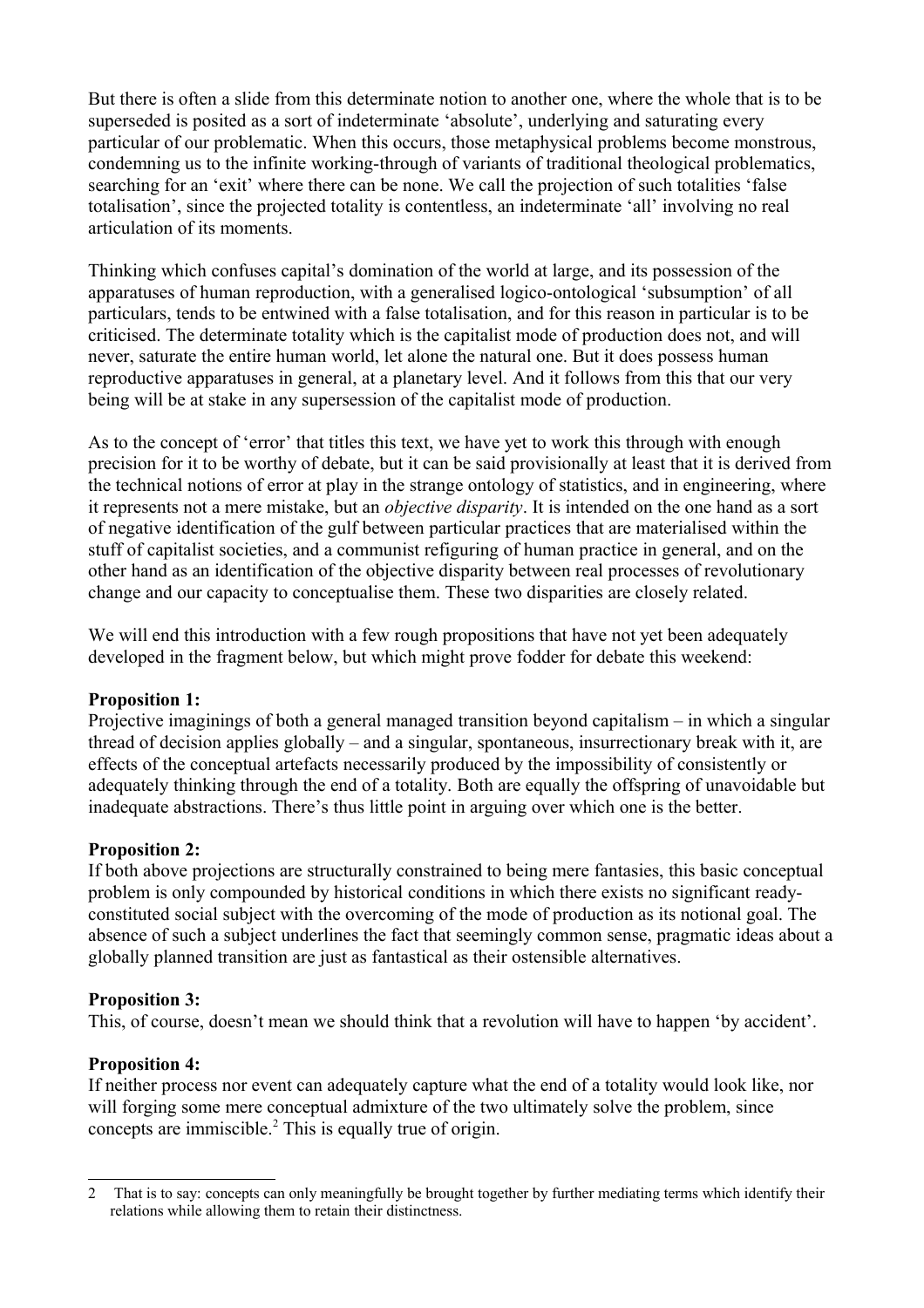But there is often a slide from this determinate notion to another one, where the whole that is to be superseded is posited as a sort of indeterminate 'absolute', underlying and saturating every particular of our problematic. When this occurs, those metaphysical problems become monstrous, condemning us to the infinite working-through of variants of traditional theological problematics, searching for an 'exit' where there can be none. We call the projection of such totalities 'false totalisation', since the projected totality is contentless, an indeterminate 'all' involving no real articulation of its moments.

Thinking which confuses capital's domination of the world at large, and its possession of the apparatuses of human reproduction, with a generalised logico-ontological 'subsumption' of all particulars, tends to be entwined with a false totalisation, and for this reason in particular is to be criticised. The determinate totality which is the capitalist mode of production does not, and will never, saturate the entire human world, let alone the natural one. But it does possess human reproductive apparatuses in general, at a planetary level. And it follows from this that our very being will be at stake in any supersession of the capitalist mode of production.

As to the concept of 'error' that titles this text, we have yet to work this through with enough precision for it to be worthy of debate, but it can be said provisionally at least that it is derived from the technical notions of error at play in the strange ontology of statistics, and in engineering, where it represents not a mere mistake, but an *objective disparity*. It is intended on the one hand as a sort of negative identification of the gulf between particular practices that are materialised within the stuff of capitalist societies, and a communist refiguring of human practice in general, and on the other hand as an identification of the objective disparity between real processes of revolutionary change and our capacity to conceptualise them. These two disparities are closely related.

We will end this introduction with a few rough propositions that have not yet been adequately developed in the fragment below, but which might prove fodder for debate this weekend:

**Proposition 1:**
Projective imaginings of both a general managed transition beyond capitalism – in which a singular thread of decision applies globally – and a singular, spontaneous, insurrectionary break with it, are effects of the conceptual artefacts necessarily produced by the impossibility of consistently or adequately thinking through the end of a totality. Both are equally the offspring of unavoidable but inadequate abstractions. There's thus little point in arguing over which one is the better.

**Proposition 2:**
If both above projections are structurally constrained to being mere fantasies, this basic conceptual problem is only compounded by historical conditions in which there exists no significant ready-constituted social subject with the overcoming of the mode of production as its notional goal. The absence of such a subject underlines the fact that seemingly common sense, pragmatic ideas about a globally planned transition are just as fantastical as their ostensible alternatives.

**Proposition 3:**
This, of course, doesn't mean we should think that a revolution will have to happen 'by accident'.

**Proposition 4:**
If neither process nor event can adequately capture what the end of a totality would look like, nor will forging some mere conceptual admixture of the two ultimately solve the problem, since concepts are immiscible.[2] This is equally true of origin.

2 That is to say: concepts can only meaningfully be brought together by further mediating terms which identify their relations while allowing them to retain their distinctness.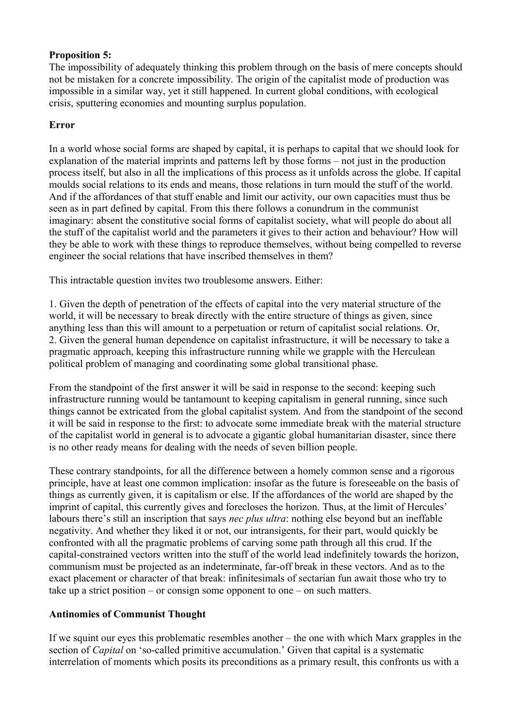**Proposition 5:**
The impossibility of adequately thinking this problem through on the basis of mere concepts should not be mistaken for a concrete impossibility. The origin of the capitalist mode of production was impossible in a similar way, yet it still happened. In current global conditions, with ecological crisis, sputtering economies and mounting surplus population.

**Error**

In a world whose social forms are shaped by capital, it is perhaps to capital that we should look for explanation of the material imprints and patterns left by those forms – not just in the production process itself, but also in all the implications of this process as it unfolds across the globe. If capital moulds social relations to its ends and means, those relations in turn mould the stuff of the world. And if the affordances of that stuff enable and limit our activity, our own capacities must thus be seen as in part defined by capital. From this there follows a conundrum in the communist imaginary: absent the constitutive social forms of capitalist society, what will people do about all the stuff of the capitalist world and the parameters it gives to their action and behaviour? How will they be able to work with these things to reproduce themselves, without being compelled to reverse engineer the social relations that have inscribed themselves in them?

This intractable question invites two troublesome answers. Either:

1. Given the depth of penetration of the effects of capital into the very material structure of the world, it will be necessary to break directly with the entire structure of things as given, since anything less than this will amount to a perpetuation or return of capitalist social relations. Or,
2. Given the general human dependence on capitalist infrastructure, it will be necessary to take a pragmatic approach, keeping this infrastructure running while we grapple with the Herculean political problem of managing and coordinating some global transitional phase.

From the standpoint of the first answer it will be said in response to the second: keeping such infrastructure running would be tantamount to keeping capitalism in general running, since such things cannot be extricated from the global capitalist system. And from the standpoint of the second it will be said in response to the first: to advocate some immediate break with the material structure of the capitalist world in general is to advocate a gigantic global humanitarian disaster, since there is no other ready means for dealing with the needs of seven billion people.

These contrary standpoints, for all the difference between a homely common sense and a rigorous principle, have at least one common implication: insofar as the future is foreseeable on the basis of things as currently given, it is capitalism or else. If the affordances of the world are shaped by the imprint of capital, this currently gives and forecloses the horizon. Thus, at the limit of Hercules' labours there's still an inscription that says *nec plus ultra*: nothing else beyond but an ineffable negativity. And whether they liked it or not, our intransigents, for their part, would quickly be confronted with all the pragmatic problems of carving some path through all this crud. If the capital-constrained vectors written into the stuff of the world lead indefinitely towards the horizon, communism must be projected as an indeterminate, far-off break in these vectors. And as to the exact placement or character of that break: infinitesimals of sectarian fun await those who try to take up a strict position – or consign some opponent to one – on such matters.

**Antinomies of Communist Thought**

If we squint our eyes this problematic resembles another – the one with which Marx grapples in the section of *Capital* on 'so-called primitive accumulation.' Given that capital is a systematic interrelation of moments which posits its preconditions as a primary result, this confronts us with a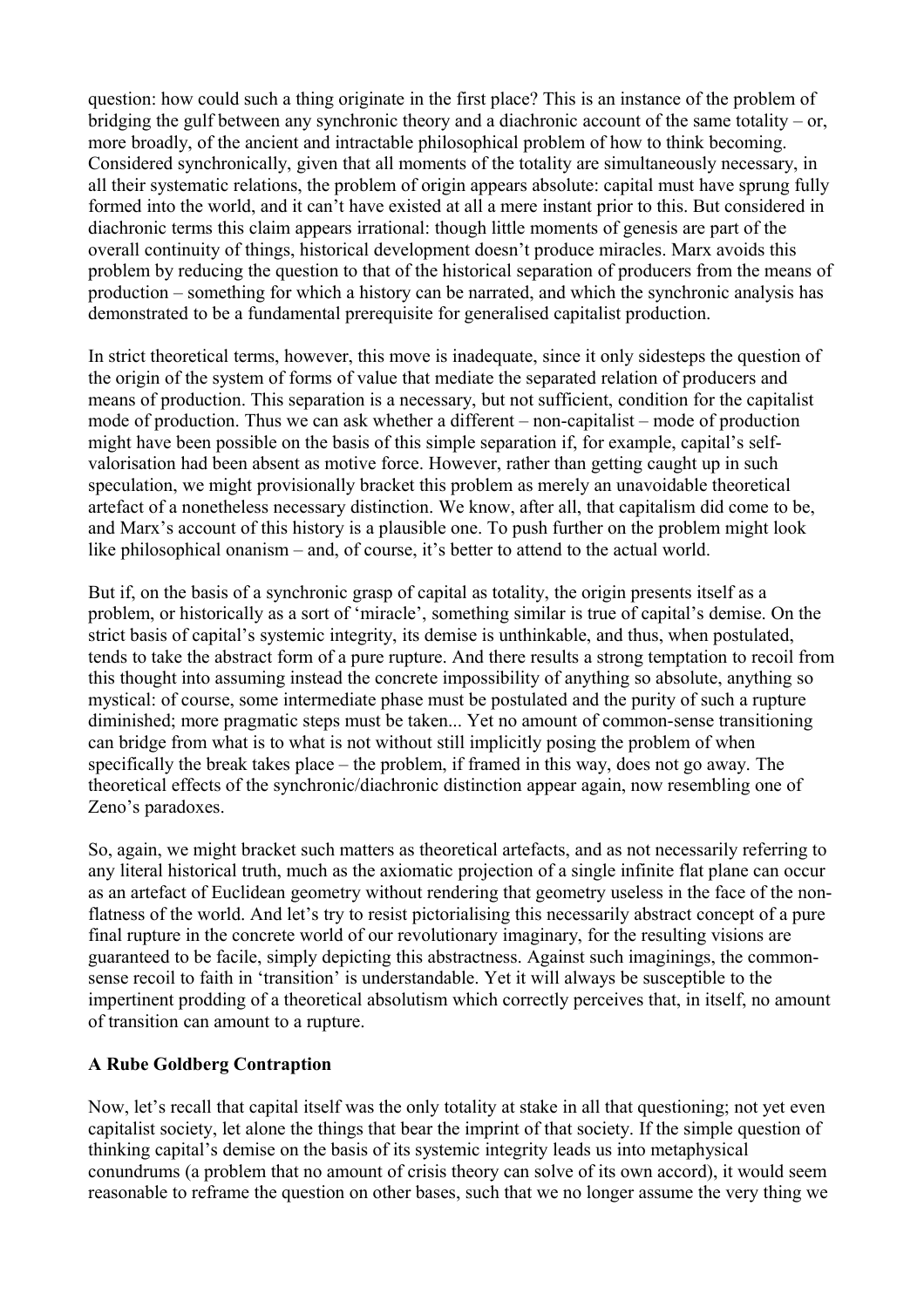question: how could such a thing originate in the first place? This is an instance of the problem of bridging the gulf between any synchronic theory and a diachronic account of the same totality – or, more broadly, of the ancient and intractable philosophical problem of how to think becoming. Considered synchronically, given that all moments of the totality are simultaneously necessary, in all their systematic relations, the problem of origin appears absolute: capital must have sprung fully formed into the world, and it can't have existed at all a mere instant prior to this. But considered in diachronic terms this claim appears irrational: though little moments of genesis are part of the overall continuity of things, historical development doesn't produce miracles. Marx avoids this problem by reducing the question to that of the historical separation of producers from the means of production – something for which a history can be narrated, and which the synchronic analysis has demonstrated to be a fundamental prerequisite for generalised capitalist production.

In strict theoretical terms, however, this move is inadequate, since it only sidesteps the question of the origin of the system of forms of value that mediate the separated relation of producers and means of production. This separation is a necessary, but not sufficient, condition for the capitalist mode of production. Thus we can ask whether a different – non-capitalist – mode of production might have been possible on the basis of this simple separation if, for example, capital's self-valorisation had been absent as motive force. However, rather than getting caught up in such speculation, we might provisionally bracket this problem as merely an unavoidable theoretical artefact of a nonetheless necessary distinction. We know, after all, that capitalism did come to be, and Marx's account of this history is a plausible one. To push further on the problem might look like philosophical onanism – and, of course, it's better to attend to the actual world.

But if, on the basis of a synchronic grasp of capital as totality, the origin presents itself as a problem, or historically as a sort of 'miracle', something similar is true of capital's demise. On the strict basis of capital's systemic integrity, its demise is unthinkable, and thus, when postulated, tends to take the abstract form of a pure rupture. And there results a strong temptation to recoil from this thought into assuming instead the concrete impossibility of anything so absolute, anything so mystical: of course, some intermediate phase must be postulated and the purity of such a rupture diminished; more pragmatic steps must be taken... Yet no amount of common-sense transitioning can bridge from what is to what is not without still implicitly posing the problem of when specifically the break takes place – the problem, if framed in this way, does not go away. The theoretical effects of the synchronic/diachronic distinction appear again, now resembling one of Zeno's paradoxes.

So, again, we might bracket such matters as theoretical artefacts, and as not necessarily referring to any literal historical truth, much as the axiomatic projection of a single infinite flat plane can occur as an artefact of Euclidean geometry without rendering that geometry useless in the face of the non-flatness of the world. And let's try to resist pictorialising this necessarily abstract concept of a pure final rupture in the concrete world of our revolutionary imaginary, for the resulting visions are guaranteed to be facile, simply depicting this abstractness. Against such imaginings, the common-sense recoil to faith in 'transition' is understandable. Yet it will always be susceptible to the impertinent prodding of a theoretical absolutism which correctly perceives that, in itself, no amount of transition can amount to a rupture.

### A Rube Goldberg Contraption

Now, let's recall that capital itself was the only totality at stake in all that questioning; not yet even capitalist society, let alone the things that bear the imprint of that society. If the simple question of thinking capital's demise on the basis of its systemic integrity leads us into metaphysical conundrums (a problem that no amount of crisis theory can solve of its own accord), it would seem reasonable to reframe the question on other bases, such that we no longer assume the very thing we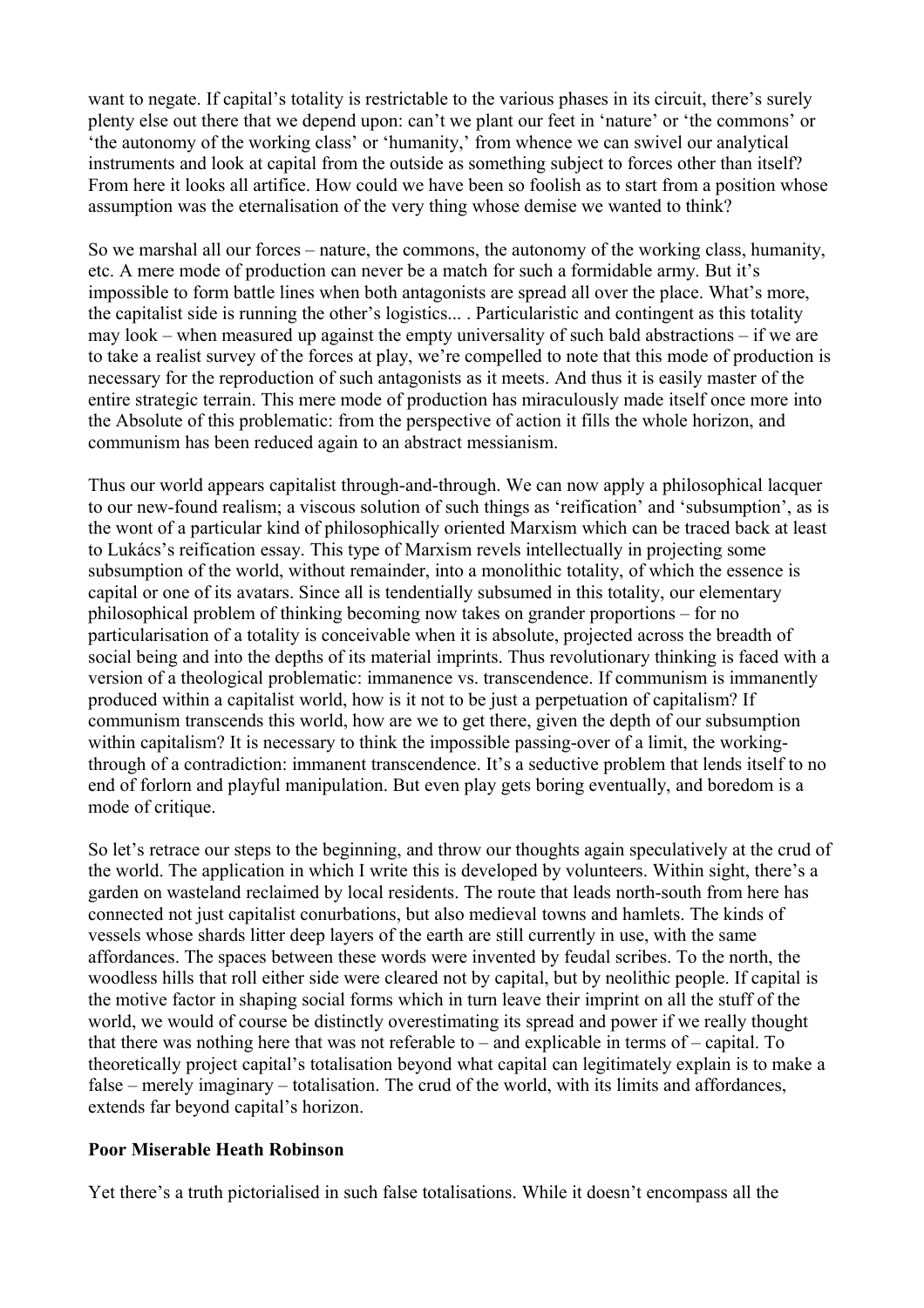want to negate. If capital's totality is restrictable to the various phases in its circuit, there's surely plenty else out there that we depend upon: can't we plant our feet in 'nature' or 'the commons' or 'the autonomy of the working class' or 'humanity,' from whence we can swivel our analytical instruments and look at capital from the outside as something subject to forces other than itself? From here it looks all artifice. How could we have been so foolish as to start from a position whose assumption was the eternalisation of the very thing whose demise we wanted to think?

So we marshal all our forces – nature, the commons, the autonomy of the working class, humanity, etc. A mere mode of production can never be a match for such a formidable army. But it's impossible to form battle lines when both antagonists are spread all over the place. What's more, the capitalist side is running the other's logistics... . Particularistic and contingent as this totality may look – when measured up against the empty universality of such bald abstractions – if we are to take a realist survey of the forces at play, we're compelled to note that this mode of production is necessary for the reproduction of such antagonists as it meets. And thus it is easily master of the entire strategic terrain. This mere mode of production has miraculously made itself once more into the Absolute of this problematic: from the perspective of action it fills the whole horizon, and communism has been reduced again to an abstract messianism.

Thus our world appears capitalist through-and-through. We can now apply a philosophical lacquer to our new-found realism; a viscous solution of such things as 'reification' and 'subsumption', as is the wont of a particular kind of philosophically oriented Marxism which can be traced back at least to Lukács's reification essay. This type of Marxism revels intellectually in projecting some subsumption of the world, without remainder, into a monolithic totality, of which the essence is capital or one of its avatars. Since all is tendentially subsumed in this totality, our elementary philosophical problem of thinking becoming now takes on grander proportions – for no particularisation of a totality is conceivable when it is absolute, projected across the breadth of social being and into the depths of its material imprints. Thus revolutionary thinking is faced with a version of a theological problematic: immanence vs. transcendence. If communism is immanently produced within a capitalist world, how is it not to be just a perpetuation of capitalism? If communism transcends this world, how are we to get there, given the depth of our subsumption within capitalism? It is necessary to think the impossible passing-over of a limit, the working-through of a contradiction: immanent transcendence. It's a seductive problem that lends itself to no end of forlorn and playful manipulation. But even play gets boring eventually, and boredom is a mode of critique.

So let's retrace our steps to the beginning, and throw our thoughts again speculatively at the crud of the world. The application in which I write this is developed by volunteers. Within sight, there's a garden on wasteland reclaimed by local residents. The route that leads north-south from here has connected not just capitalist conurbations, but also medieval towns and hamlets. The kinds of vessels whose shards litter deep layers of the earth are still currently in use, with the same affordances. The spaces between these words were invented by feudal scribes. To the north, the woodless hills that roll either side were cleared not by capital, but by neolithic people. If capital is the motive factor in shaping social forms which in turn leave their imprint on all the stuff of the world, we would of course be distinctly overestimating its spread and power if we really thought that there was nothing here that was not referable to – and explicable in terms of – capital. To theoretically project capital's totalisation beyond what capital can legitimately explain is to make a false – merely imaginary – totalisation. The crud of the world, with its limits and affordances, extends far beyond capital's horizon.

**Poor Miserable Heath Robinson**

Yet there's a truth pictorialised in such false totalisations. While it doesn't encompass all the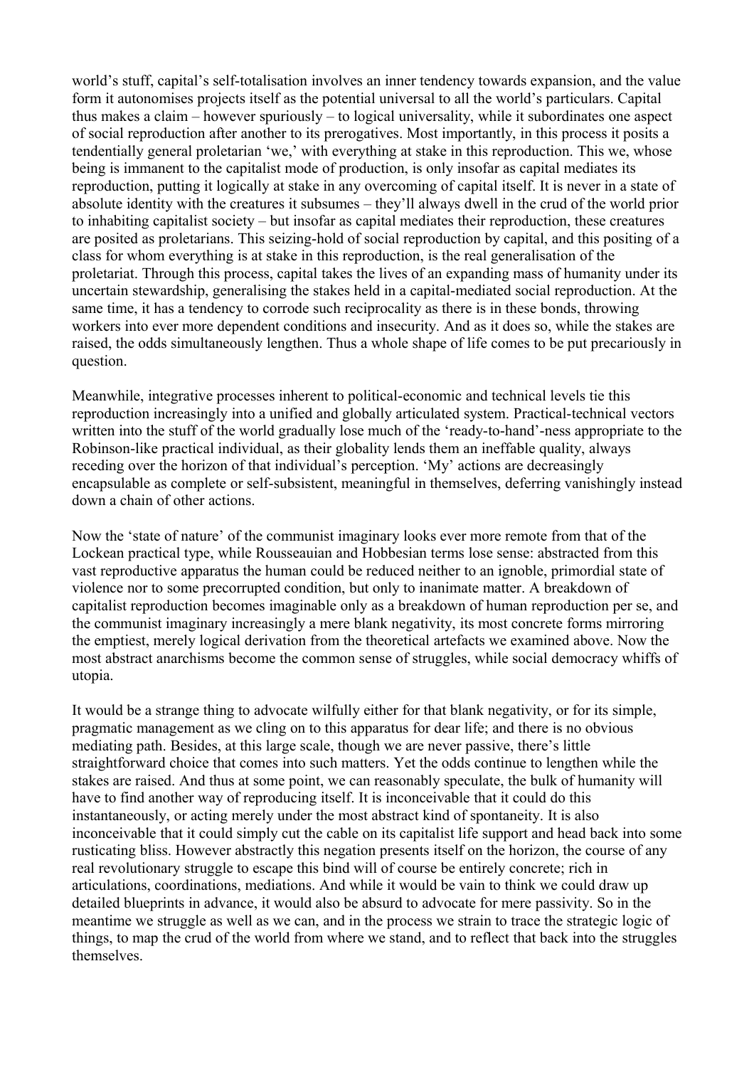world's stuff, capital's self-totalisation involves an inner tendency towards expansion, and the value form it autonomises projects itself as the potential universal to all the world's particulars. Capital thus makes a claim – however spuriously – to logical universality, while it subordinates one aspect of social reproduction after another to its prerogatives. Most importantly, in this process it posits a tendentially general proletarian 'we,' with everything at stake in this reproduction. This we, whose being is immanent to the capitalist mode of production, is only insofar as capital mediates its reproduction, putting it logically at stake in any overcoming of capital itself. It is never in a state of absolute identity with the creatures it subsumes – they'll always dwell in the crud of the world prior to inhabiting capitalist society – but insofar as capital mediates their reproduction, these creatures are posited as proletarians. This seizing-hold of social reproduction by capital, and this positing of a class for whom everything is at stake in this reproduction, is the real generalisation of the proletariat. Through this process, capital takes the lives of an expanding mass of humanity under its uncertain stewardship, generalising the stakes held in a capital-mediated social reproduction. At the same time, it has a tendency to corrode such reciprocality as there is in these bonds, throwing workers into ever more dependent conditions and insecurity. And as it does so, while the stakes are raised, the odds simultaneously lengthen. Thus a whole shape of life comes to be put precariously in question.

Meanwhile, integrative processes inherent to political-economic and technical levels tie this reproduction increasingly into a unified and globally articulated system. Practical-technical vectors written into the stuff of the world gradually lose much of the 'ready-to-hand'-ness appropriate to the Robinson-like practical individual, as their globality lends them an ineffable quality, always receding over the horizon of that individual's perception. 'My' actions are decreasingly encapsulable as complete or self-subsistent, meaningful in themselves, deferring vanishingly instead down a chain of other actions.

Now the 'state of nature' of the communist imaginary looks ever more remote from that of the Lockean practical type, while Rousseauian and Hobbesian terms lose sense: abstracted from this vast reproductive apparatus the human could be reduced neither to an ignoble, primordial state of violence nor to some precorrupted condition, but only to inanimate matter. A breakdown of capitalist reproduction becomes imaginable only as a breakdown of human reproduction per se, and the communist imaginary increasingly a mere blank negativity, its most concrete forms mirroring the emptiest, merely logical derivation from the theoretical artefacts we examined above. Now the most abstract anarchisms become the common sense of struggles, while social democracy whiffs of utopia.

It would be a strange thing to advocate wilfully either for that blank negativity, or for its simple, pragmatic management as we cling on to this apparatus for dear life; and there is no obvious mediating path. Besides, at this large scale, though we are never passive, there's little straightforward choice that comes into such matters. Yet the odds continue to lengthen while the stakes are raised. And thus at some point, we can reasonably speculate, the bulk of humanity will have to find another way of reproducing itself. It is inconceivable that it could do this instantaneously, or acting merely under the most abstract kind of spontaneity. It is also inconceivable that it could simply cut the cable on its capitalist life support and head back into some rusticating bliss. However abstractly this negation presents itself on the horizon, the course of any real revolutionary struggle to escape this bind will of course be entirely concrete; rich in articulations, coordinations, mediations. And while it would be vain to think we could draw up detailed blueprints in advance, it would also be absurd to advocate for mere passivity. So in the meantime we struggle as well as we can, and in the process we strain to trace the strategic logic of things, to map the crud of the world from where we stand, and to reflect that back into the struggles themselves.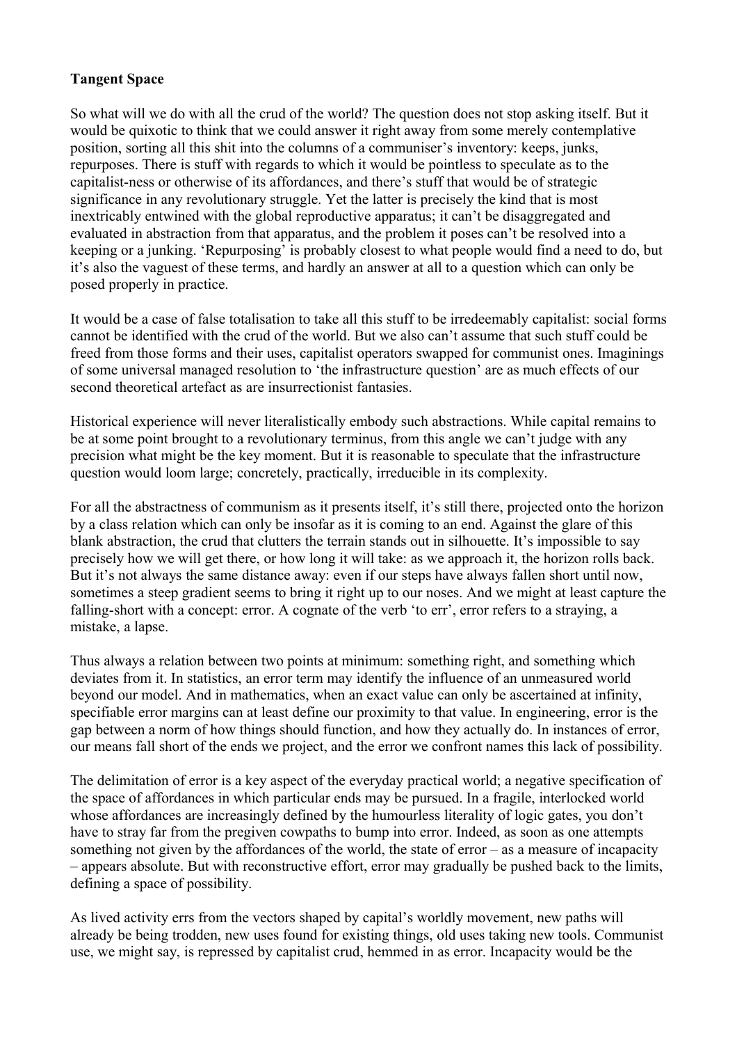**Tangent Space**

So what will we do with all the crud of the world? The question does not stop asking itself. But it would be quixotic to think that we could answer it right away from some merely contemplative position, sorting all this shit into the columns of a communiser's inventory: keeps, junks, repurposes. There is stuff with regards to which it would be pointless to speculate as to the capitalist-ness or otherwise of its affordances, and there's stuff that would be of strategic significance in any revolutionary struggle. Yet the latter is precisely the kind that is most inextricably entwined with the global reproductive apparatus; it can't be disaggregated and evaluated in abstraction from that apparatus, and the problem it poses can't be resolved into a keeping or a junking. 'Repurposing' is probably closest to what people would find a need to do, but it's also the vaguest of these terms, and hardly an answer at all to a question which can only be posed properly in practice.

It would be a case of false totalisation to take all this stuff to be irredeemably capitalist: social forms cannot be identified with the crud of the world. But we also can't assume that such stuff could be freed from those forms and their uses, capitalist operators swapped for communist ones. Imaginings of some universal managed resolution to 'the infrastructure question' are as much effects of our second theoretical artefact as are insurrectionist fantasies.

Historical experience will never literalistically embody such abstractions. While capital remains to be at some point brought to a revolutionary terminus, from this angle we can't judge with any precision what might be the key moment. But it is reasonable to speculate that the infrastructure question would loom large; concretely, practically, irreducible in its complexity.

For all the abstractness of communism as it presents itself, it's still there, projected onto the horizon by a class relation which can only be insofar as it is coming to an end. Against the glare of this blank abstraction, the crud that clutters the terrain stands out in silhouette. It's impossible to say precisely how we will get there, or how long it will take: as we approach it, the horizon rolls back. But it's not always the same distance away: even if our steps have always fallen short until now, sometimes a steep gradient seems to bring it right up to our noses. And we might at least capture the falling-short with a concept: error. A cognate of the verb 'to err', error refers to a straying, a mistake, a lapse.

Thus always a relation between two points at minimum: something right, and something which deviates from it. In statistics, an error term may identify the influence of an unmeasured world beyond our model. And in mathematics, when an exact value can only be ascertained at infinity, specifiable error margins can at least define our proximity to that value. In engineering, error is the gap between a norm of how things should function, and how they actually do. In instances of error, our means fall short of the ends we project, and the error we confront names this lack of possibility.

The delimitation of error is a key aspect of the everyday practical world; a negative specification of the space of affordances in which particular ends may be pursued. In a fragile, interlocked world whose affordances are increasingly defined by the humourless literality of logic gates, you don't have to stray far from the pregiven cowpaths to bump into error. Indeed, as soon as one attempts something not given by the affordances of the world, the state of error – as a measure of incapacity – appears absolute. But with reconstructive effort, error may gradually be pushed back to the limits, defining a space of possibility.

As lived activity errs from the vectors shaped by capital's worldly movement, new paths will already be being trodden, new uses found for existing things, old uses taking new tools. Communist use, we might say, is repressed by capitalist crud, hemmed in as error. Incapacity would be the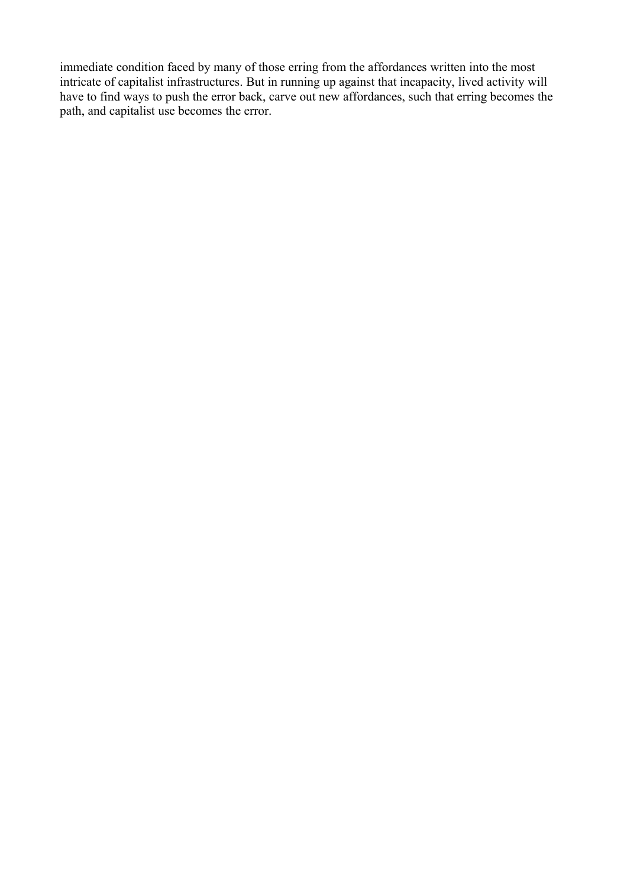immediate condition faced by many of those erring from the affordances written into the most intricate of capitalist infrastructures. But in running up against that incapacity, lived activity will have to find ways to push the error back, carve out new affordances, such that erring becomes the path, and capitalist use becomes the error.